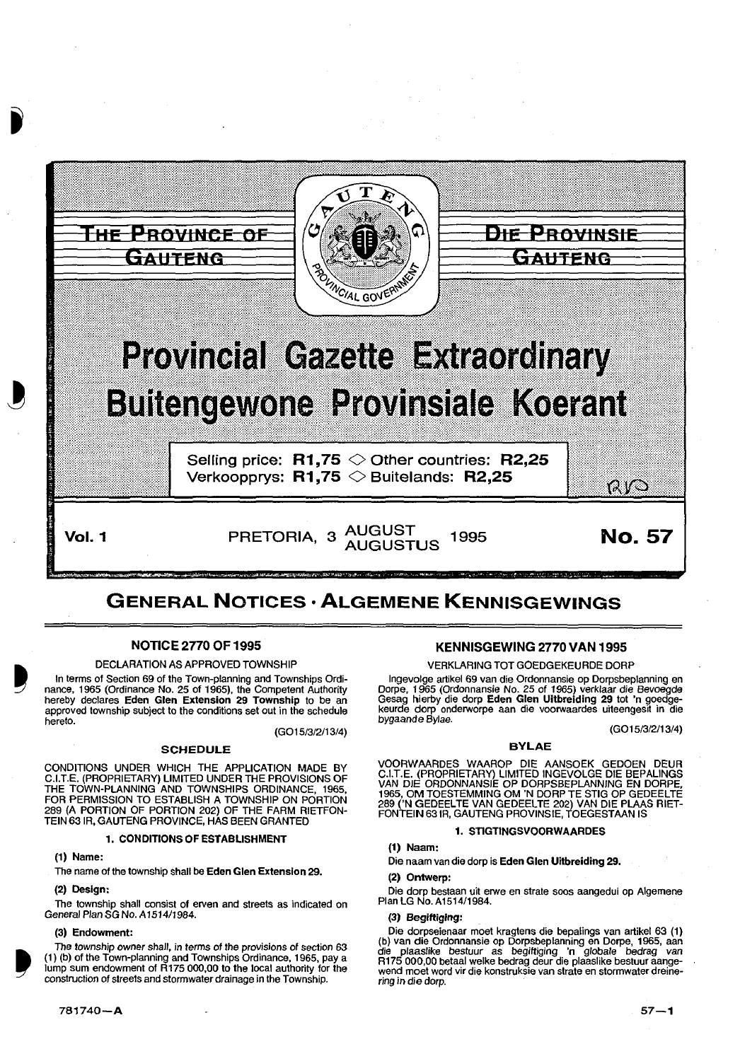# THE PROVINCE OF GAUTENG

# DIE PROVINSIE GAUTENG

# Provincial Gazette Extraordinary

# Buitengewone Provinsiale Koerant

Selling price: **R1,75** ◇ Other countries: **R2,25**
Verkoopprys: **R1,75** ◇ Buitelands: **R2,25**

**Vol. 1** PRETORIA, 3 AUGUST AUGUSTUS 1995 **No. 57**

## GENERAL NOTICES · ALGEMENE KENNISGEWINGS

### NOTICE 2770 OF 1995

DECLARATION AS APPROVED TOWNSHIP

In terms of Section 69 of the Town-planning and Townships Ordinance, 1965 (Ordinance No. 25 of 1965), the Competent Authority hereby declares **Eden Glen Extension 29 Township** to be an approved township subject to the conditions set out in the schedule hereto.

(GO15/3/2/13/4)

#### SCHEDULE

CONDITIONS UNDER WHICH THE APPLICATION MADE BY C.I.T.E. (PROPRIETARY) LIMITED UNDER THE PROVISIONS OF THE TOWN-PLANNING AND TOWNSHIPS ORDINANCE, 1965, FOR PERMISSION TO ESTABLISH A TOWNSHIP ON PORTION 289 (A PORTION OF PORTION 202) OF THE FARM RIETFONTEIN 63 IR, GAUTENG PROVINCE, HAS BEEN GRANTED

##### 1. CONDITIONS OF ESTABLISHMENT

**(1) Name:**

The name of the township shall be **Eden Glen Extension 29.**

**(2) Design:**

The township shall consist of erven and streets as indicated on General Plan SG No. A1514/1984.

**(3) Endowment:**

*The township owner shall, in terms of the provisions of section 63 (1) (b) of the Town-planning and Townships Ordinance, 1965, pay a lump sum endowment of R175 000,00 to the local authority for the construction of streets and stormwater drainage in the Township.*

### KENNISGEWING 2770 VAN 1995

VERKLARING TOT GOEDGEKEURDE DORP

Ingevolge artikel 69 van die Ordonnansie op Dorpsbeplanning en Dorpe, 1965 (Ordonnansie No. 25 of 1965) verklaar die Bevoegde Gesag hierby die dorp **Eden Glen Uitbreiding 29** tot 'n goedgekeurde dorp onderworpe aan die voorwaardes uiteengesit in die *bygaande Bylae.*

(GO15/3/2/13/4)

#### BYLAE

VOORWAARDES WAAROP DIE AANSOEK GEDOEN DEUR C.I.T.E. (PROPRIETARY) LIMITED INGEVOLGE DIE BEPALINGS VAN DIE ORDONNANSIE OP DORPSBEPLANNING EN DORPE, 1965, OM TOESTEMMING OM 'N DORP TE STIG OP GEDEELTE 289 ('N GEDEELTE VAN GEDEELTE 202) VAN DIE PLAAS RIETFONTEIN 63 IR, GAUTENG PROVINSIE, TOEGESTAAN IS

##### 1. STIGTINGSVOORWAARDES

**(1) Naam:**

Die naam van die dorp is **Eden Glen Uitbreiding 29.**

**(2) Ontwerp:**

Die dorp bestaan uit erwe en strate soos aangedui op Algemene Plan LG No. A1514/1984.

**(3) *Begiftiging:***

Die dorpseienaar moet kragtens die bepalings van artikel 63 (1) (b) van die Ordonnansie op Dorpsbeplanning en Dorpe, 1965, aan die plaaslike bestuur as begiftiging 'n globale bedrag van R175 000,00 betaal welke bedrag deur die plaaslike bestuur aangewend moet word vir die konstruksie van strate en stormwater dreinering in die dorp.

781740—A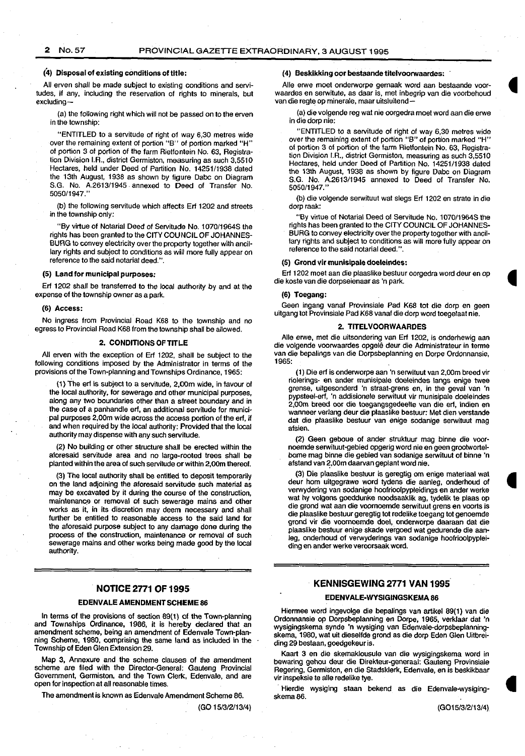#### (4) Disposal of existing conditions of title:

All erven shall be made subject to existing conditions and servitudes, if any, including the reservation of rights to minerals, but excluding—

(a) the following right which will not be passed on to the erven in the township:

"ENTITLED to a servitude of right of way 6,30 metres wide over the remaining extent of portion "B" of portion marked "H" of portion 3 of portion of the farm Rietfontein No. 63, Registration Division I.R., district Germiston, measuring as such 3,5510 Hectares, held under Deed of Partition No. 14251/1938 dated the 13th August, 1938 as shown by figure Dabc on Diagram S.G. No. A.2613/1945 annexed to Deed of Transfer No. 5050/1947."

(b) the following servitude which affects Erf 1202 and streets in the township only:

"By virtue of Notarial Deed of Servitude No. 1070/1964S the rights has been granted to the CITY COUNCIL OF JOHANNESBURG to convey electricity over the property together with ancillary rights and subject to conditions as will more fully appear on reference to the said notarial deed.".

#### (5) Land for municipal purposes:

Erf 1202 shall be transferred to the local authority by and at the expense of the township owner as a park.

#### (6) Access:

No ingress from Provincial Road K68 to the township and no egress to Provincial Road K68 from the township shall be allowed.

#### 2. CONDITIONS OF TITLE

All erven with the exception of Erf 1202, shall be subject to the following conditions imposed by the Administrator in terms of the provisions of the Town-planning and Townships Ordinance, 1965:

(1) The erf is subject to a servitude, 2,00m wide, in favour of the local authority, for sewerage and other municipal purposes, along any two boundaries other than a street boundary and in the case of a panhandle erf, an additional servitude for municipal purposes 2,00m wide across the access portion of the erf, if and when required by the local authority: Provided that the local authority may dispense with any such servitude.

(2) No building or other structure shall be erected within the aforesaid servitude area and no large-rooted trees shall be planted within the area of such servitude or within 2,00m thereof.

(3) The local authority shall be entitled to deposit temporarily on the land adjoining the aforesaid servitude such material as may be excavated by it during the course of the construction, maintenance or removal of such sewerage mains and other works as it, in its discretion may deem necessary and shall further be entitled to reasonable access to the said land for the aforesaid purpose subject to any damage done during the process of the construction, maintenance or removal of such sewerage mains and other works being made good by the local authority.

#### (4) Beskikking oor bestaande titelvoorwaardes:

Alle erwe moet onderworpe gemaak word aan bestaande voorwaardes en serwitute, as daar is, met inbegrip van die voorbehoud van die regte op minerale, maar uitsluitend—

(a) die volgende reg wat nie oorgedra moet word aan die erwe in die dorp nie:

"ENTITLED to a servitude of right of way 6,30 metres wide over the remaining extent of portion "B" of portion marked "H" of portion 3 of portion of the farm Rietfontein No. 63, Registration Division I.R., district Germiston, measuring as such 3,5510 Hectares, held under Deed of Partition No. 14251/1938 dated the 13th August, 1938 as shown by figure Dabc on Diagram S.G. No. A.2613/1945 annexed to Deed of Transfer No. 5050/1947."

(b) die volgende serwituut wat slegs Erf 1202 en strate in die dorp raak:

"By virtue of Notarial Deed of Servitude No. 1070/1964S the rights has been granted to the CITY COUNCIL OF JOHANNESBURG to convey electricity over the property together with ancillary rights and subject to conditions as will more fully appear on reference to the said notarial deed.".

#### (5) Grond vir munisipale doeleindes:

Erf 1202 moet aan die plaaslike bestuur oorgedra word deur en op die koste van die dorpseienaar as 'n park.

#### (6) Toegang:

Geen ingang vanaf Provinsiale Pad K68 tot die dorp en geen uitgang tot Provinsiale Pad K68 vanaf die dorp word toegelaat nie.

#### 2. TITELVOORWAARDES

Alle erwe, met die uitsondering van Erf 1202, is onderhewig aan die volgende voorwaardes opgelê deur die Administrateur in terme van die bepalings van die Dorpsbeplanning en Dorpe Ordonnansie, 1965:

(1) Die erf is onderworpe aan 'n serwituut van 2,00m breed vir riolerings- en ander munisipale doeleindes langs enige twee grense, uitgesonderd 'n straat-grens en, in the geval van 'n pypsteel-erf, 'n addisionele serwituut vir munisipale doeleindes 2,00m breed oor die toegangsgedeelte van die erf, indien en wanneer verlang deur die plaaslike bestuur: Met dien verstande dat die plaaslike bestuur van enige sodanige serwituut mag afsien.

(2) Geen geboue of ander struktuur mag binne die voornoemde serwituut-gebied opgerig word nie en geen grootwortelbome mag binne die gebied van sodanige serwituut of binne 'n afstand van 2,00m daarvan geplant word nie.

(3) Die plaaslike bestuur is geregtig om enige materiaal wat deur hom uitgegrawe word tydens die aanleg, onderhoud of verwydering van sodanige hoofrioolpypleidings en ander werke wat hy volgens goeddunke noodsaaklik ag, tydelik te plaas op die grond wat aan die voornoemde serwituut grens en voorts is die plaaslike bestuur geregtig tot redelike toegang tot genoemde grond vir die voornoemde doel, onderworpe daaraan dat die plaaslike bestuur enige skade vergoed wat gedurende die aanleg, onderhoud of verwyderings van sodanige hoofrioolpypleiding en ander werke veroorsaak word.

## NOTICE 2771 OF 1995

### EDENVALE AMENDMENT SCHEME 86

In terms of the provisions of section 89(1) of the Town-planning and Townships Ordinance, 1986, it is hereby declared that an amendment scheme, being an amendment of Edenvale Town-planning Scheme, 1980, comprising the same land as included in the Township of Eden Glen Extension 29.

Map 3, Annexure and the scheme clauses of the amendment scheme are filed with the Director-General: Gauteng Provincial Government, Germiston, and the Town Clerk, Edenvale, and are open for inspection at all reasonable times.

The amendment is known as Edenvale Amendment Scheme 86.

(GO 15/3/2/13/4)

## KENNISGEWING 2771 VAN 1995

### EDENVALE-WYSIGINGSKEMA 86

Hiermee word ingevolge die bepalings van artikel 89(1) van die Ordonnansie op Dorpsbeplanning en Dorpe, 1965, verklaar dat 'n wysigingskema synde 'n wysiging van Edenvale-dorpsbeplanningskema, 1980, wat uit dieselfde grond as die dorp Eden Glen Uitbreiding 29 bestaan, goedgekeur is.

Kaart 3 en die skemaklousule van die wysigingskema word in bewaring gehou deur die Direkteur-generaal: Gauteng Provinsiale Regering, Germiston, en die Stadsklerk, Edenvale, en is beskikbaar vir inspeksie te alle redelike tye.

Hierdie wysiging staan bekend as die Edenvale-wysigingskema 86.

(GO15/3/2/13/4)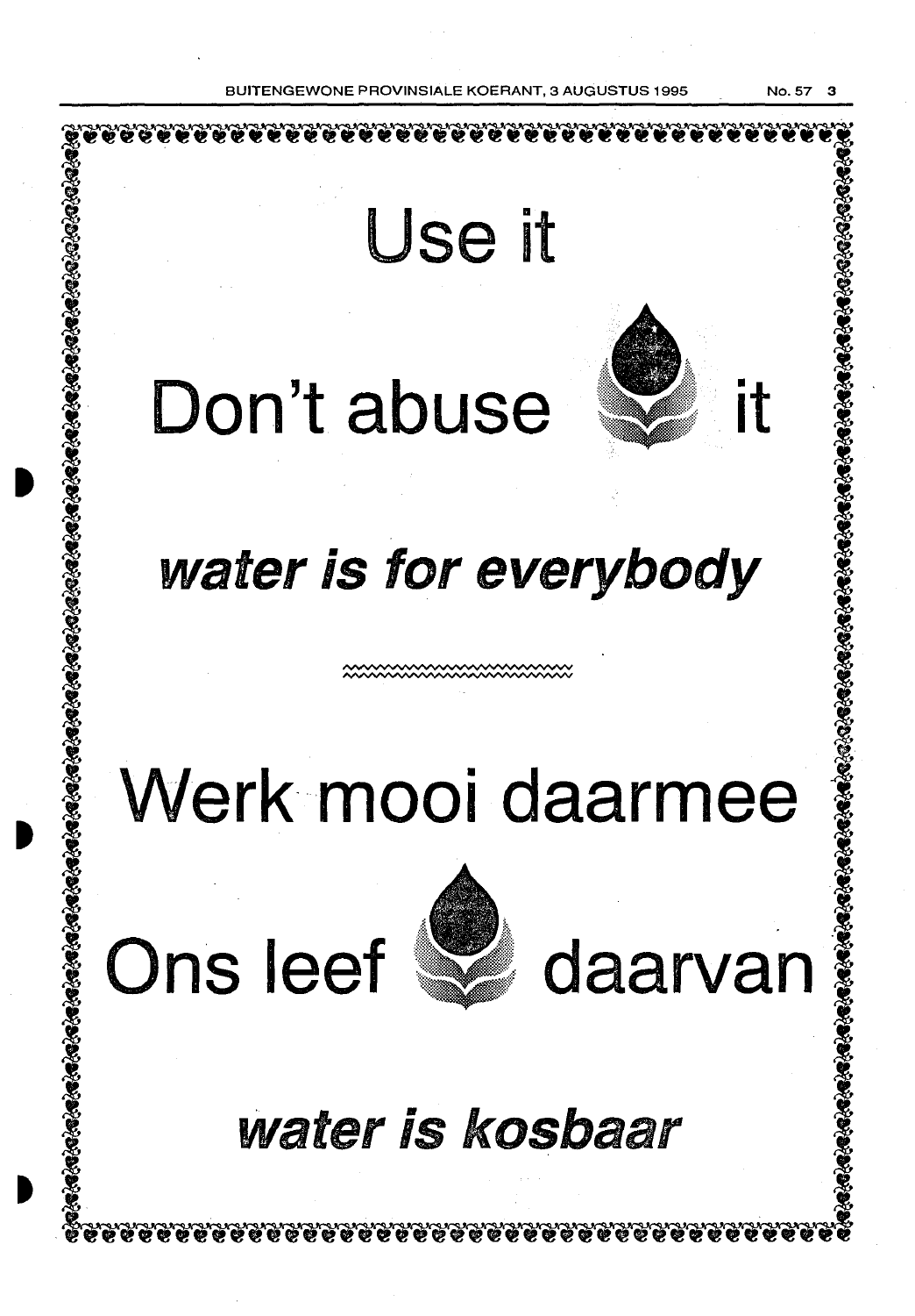# Use it

# Don't abuse it

***water is for everybody***

---

# Werk mooi daarmee

# Ons leef daarvan

***water is kosbaar***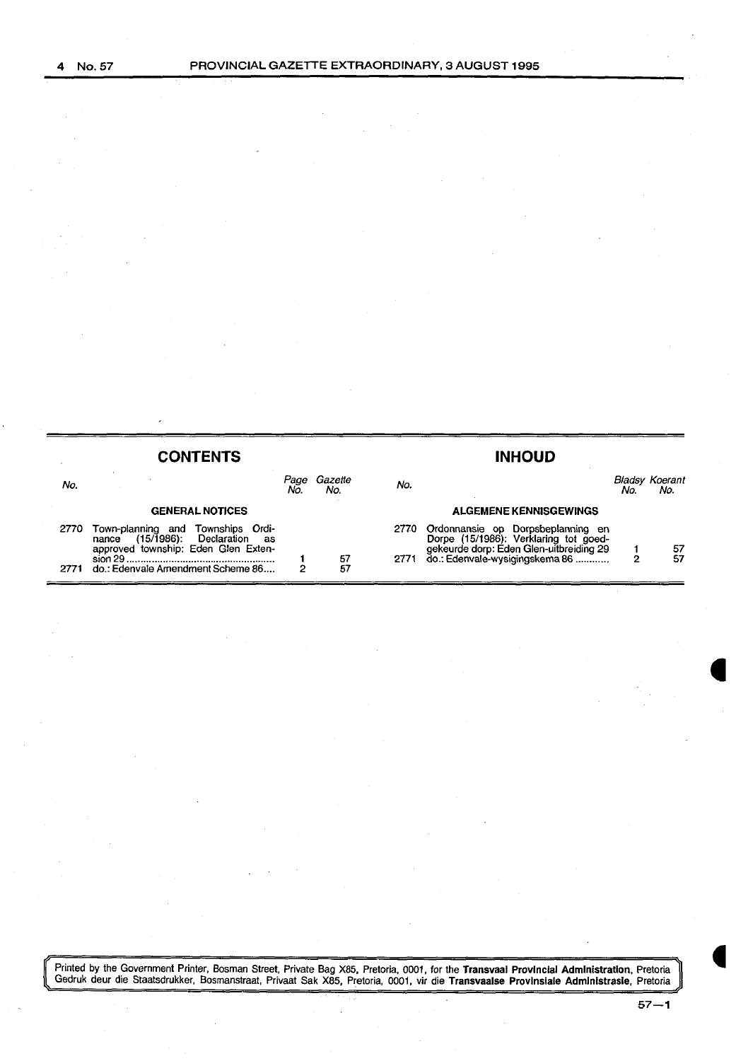## CONTENTS

| No. | | Page No. | Gazette No. |
|---|---|---|---|
| | **GENERAL NOTICES** | | |
| 2770 | Town-planning and Townships Ordinance (15/1986): Declaration as approved township: Eden Glen Extension 29 | 1 | 57 |
| 2771 | do.: Edenvale Amendment Scheme 86 | 2 | 57 |

## INHOUD

| No. | | Bladsy No. | Koerant No. |
|---|---|---|---|
| | **ALGEMENE KENNISGEWINGS** | | |
| 2770 | Ordonnansie op Dorpsbeplanning en Dorpe (15/1986): Verklaring tot goedgekeurde dorp: Eden Glen-uitbreiding 29 | 1 | 57 |
| 2771 | do.: Edenvale-wysigingskema 86 | 2 | 57 |

Printed by the Government Printer, Bosman Street, Private Bag X85, Pretoria, 0001, for the **Transvaal Provincial Administration**, Pretoria
Gedruk deur die Staatsdrukker, Bosmanstraat, Privaat Sak X85, Pretoria, 0001, vir die **Transvaalse Provinsiale Administrasie**, Pretoria

57—1